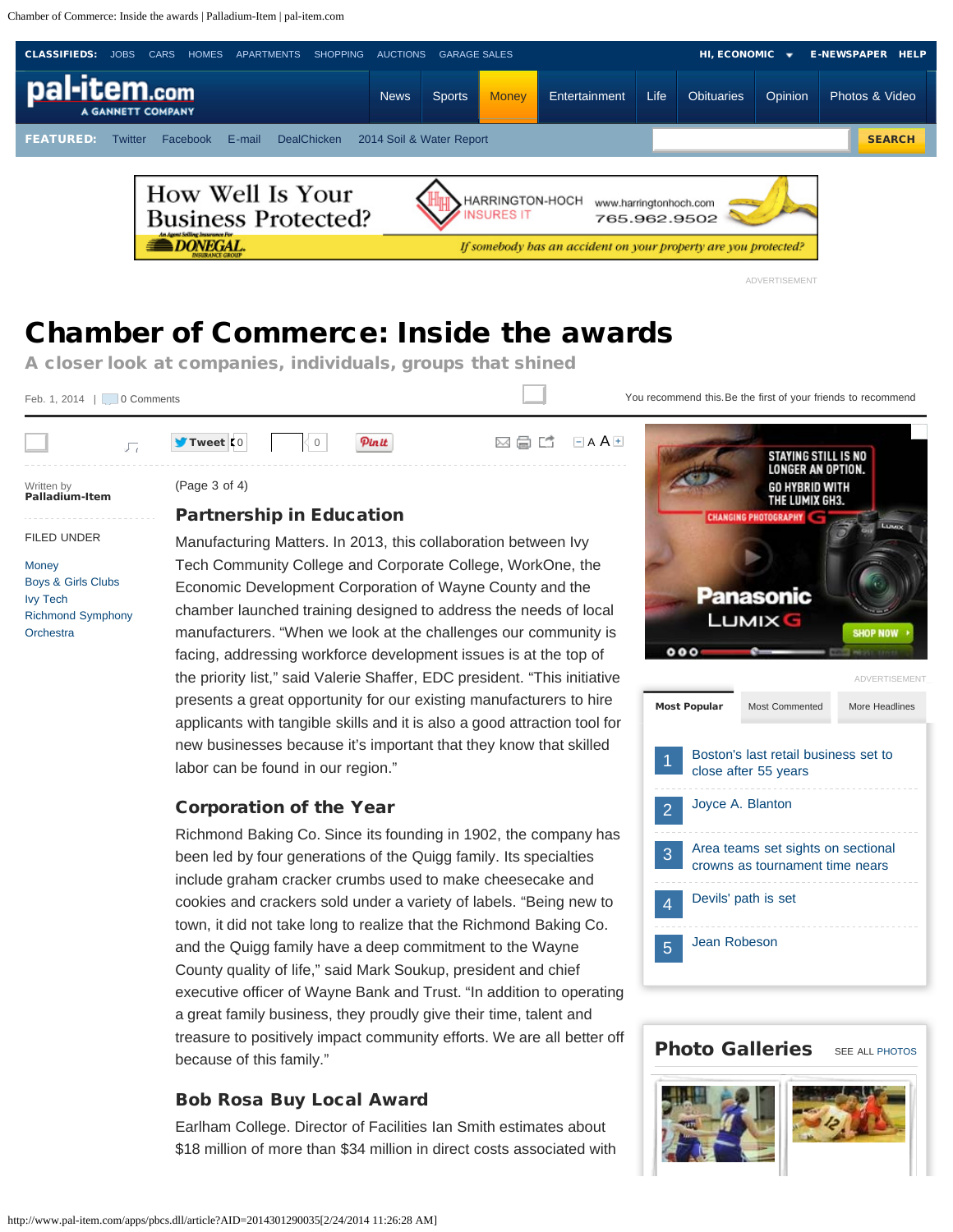# Chamber of Commerce: Inside the awards

## A closer look at companies, individuals, groups that shined

Feb. 1, 2014 | 0 Comments

Written by
**Palladium-Item**

FILED UNDER

Money
Boys & Girls Clubs
Ivy Tech
Richmond Symphony Orchestra

(Page 3 of 4)

### Partnership in Education

Manufacturing Matters. In 2013, this collaboration between Ivy Tech Community College and Corporate College, WorkOne, the Economic Development Corporation of Wayne County and the chamber launched training designed to address the needs of local manufacturers. "When we look at the challenges our community is facing, addressing workforce development issues is at the top of the priority list," said Valerie Shaffer, EDC president. "This initiative presents a great opportunity for our existing manufacturers to hire applicants with tangible skills and it is also a good attraction tool for new businesses because it's important that they know that skilled labor can be found in our region."

### Corporation of the Year

Richmond Baking Co. Since its founding in 1902, the company has been led by four generations of the Quigg family. Its specialties include graham cracker crumbs used to make cheesecake and cookies and crackers sold under a variety of labels. "Being new to town, it did not take long to realize that the Richmond Baking Co. and the Quigg family have a deep commitment to the Wayne County quality of life," said Mark Soukup, president and chief executive officer of Wayne Bank and Trust. "In addition to operating a great family business, they proudly give their time, talent and treasure to positively impact community efforts. We are all better off because of this family."

### Bob Rosa Buy Local Award

Earlham College. Director of Facilities Ian Smith estimates about $18 million of more than $34 million in direct costs associated with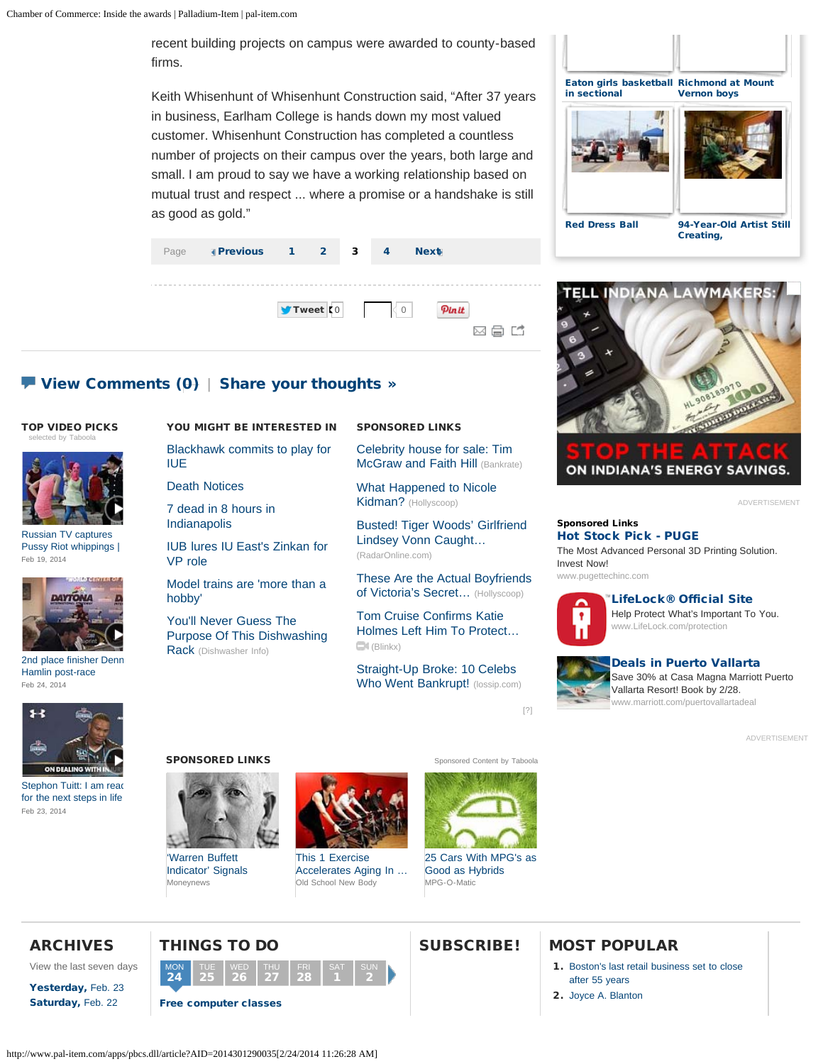recent building projects on campus were awarded to county-based firms.

Keith Whisenhunt of Whisenhunt Construction said, “After 37 years in business, Earlham College is hands down my most valued customer. Whisenhunt Construction has completed a countless number of projects on their campus over the years, both large and small. I am proud to say we have a working relationship based on mutual trust and respect ... where a promise or a handshake is still as good as gold.”

Page Previous 1 2 3 4 Next

Tweet 0 0 Pin it

## View Comments (0) | Share your thoughts »

### TOP VIDEO PICKS

selected by Taboola

Russian TV captures Pussy Riot whippings | Feb 19, 2014

2nd place finisher Denn Hamlin post-race Feb 24, 2014

Stephon Tuitt: I am read for the next steps in life Feb 23, 2014

### YOU MIGHT BE INTERESTED IN

- Blackhawk commits to play for IUE
- Death Notices
- 7 dead in 8 hours in Indianapolis
- IUB lures IU East's Zinkan for VP role
- Model trains are 'more than a hobby'
- You'll Never Guess The Purpose Of This Dishwashing Rack (Dishwasher Info)

### SPONSORED LINKS

- Celebrity house for sale: Tim McGraw and Faith Hill (Bankrate)
- What Happened to Nicole Kidman? (Hollyscoop)
- Busted! Tiger Woods' Girlfriend Lindsey Vonn Caught… (RadarOnline.com)
- These Are the Actual Boyfriends of Victoria's Secret… (Hollyscoop)
- Tom Cruise Confirms Katie Holmes Left Him To Protect… (Blinkx)
- Straight-Up Broke: 10 Celebs Who Went Bankrupt! (lossip.com)

[?]

### SPONSORED LINKS

Sponsored Content by Taboola

- 'Warren Buffett Indicator' Signals — Moneynews
- This 1 Exercise Accelerates Aging In … — Old School New Body
- 25 Cars With MPG's as Good as Hybrids — MPG-O-Matic

Eaton girls basketball in sectional

Richmond at Mount Vernon boys

Red Dress Ball

94-Year-Old Artist Still Creating,

TELL INDIANA LAWMAKERS: STOP THE ATTACK ON INDIANA'S ENERGY SAVINGS.

ADVERTISEMENT

**Sponsored Links**

**Hot Stock Pick - PUGE**
The Most Advanced Personal 3D Printing Solution. Invest Now!
www.pugettechinc.com

**LifeLock® Official Site**
Help Protect What's Important To You.
www.LifeLock.com/protection

**Deals in Puerto Vallarta**
Save 30% at Casa Magna Marriott Puerto Vallarta Resort! Book by 2/28.
www.marriott.com/puertovallartadeal

ADVERTISEMENT

## ARCHIVES

View the last seven days

**Yesterday,** Feb. 23
**Saturday,** Feb. 22

## THINGS TO DO

MON 24 | TUE 25 | WED 26 | THU 27 | FRI 28 | SAT 1 | SUN 2

**Free computer classes**

## SUBSCRIBE!

## MOST POPULAR

1. Boston's last retail business set to close after 55 years
2. Joyce A. Blanton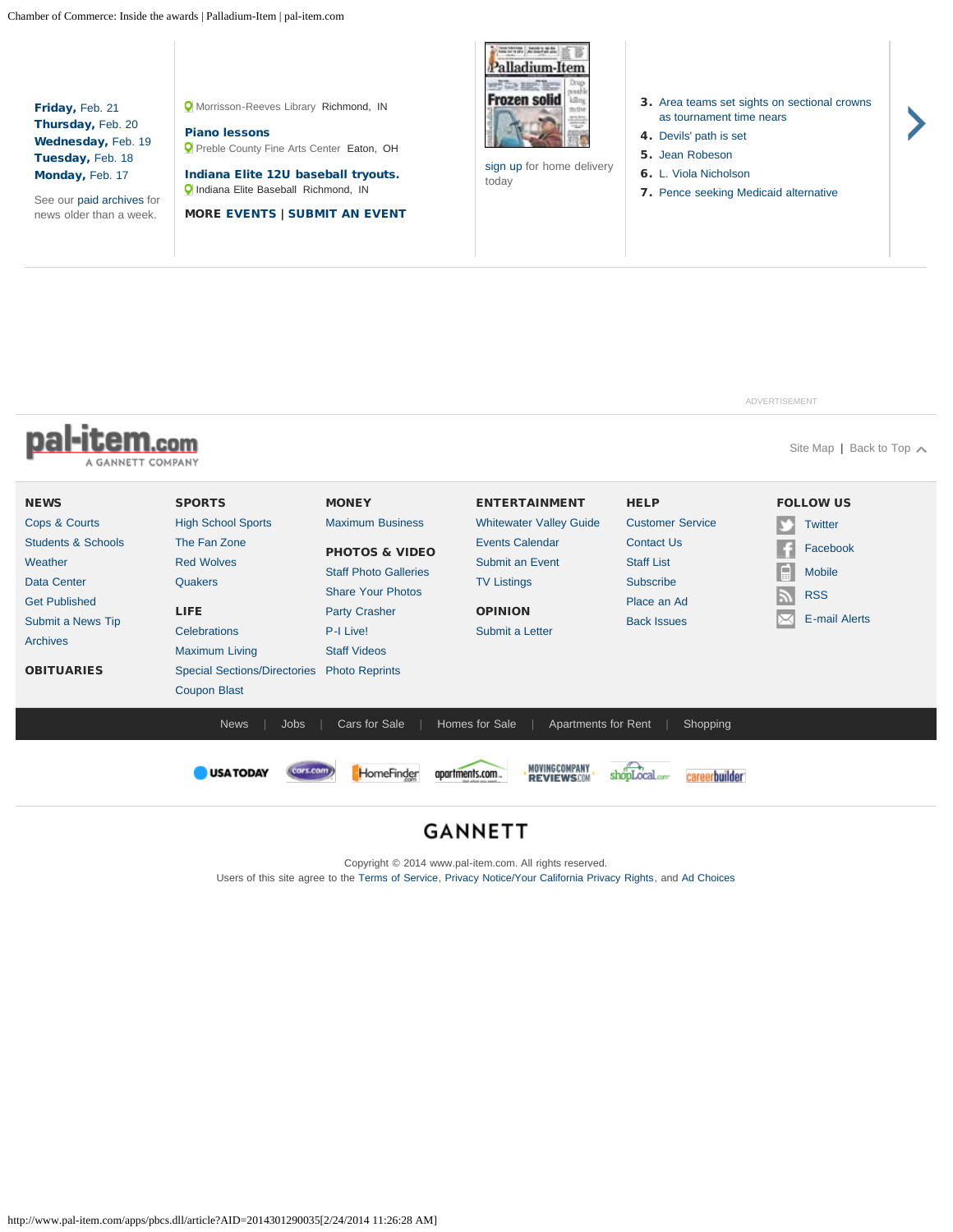**Friday,** Feb. 21
**Thursday,** Feb. 20
**Wednesday,** Feb. 19
**Tuesday,** Feb. 18
**Monday,** Feb. 17

See our paid archives for news older than a week.

Morrisson-Reeves Library Richmond, IN

**Piano lessons**
Preble County Fine Arts Center Eaton, OH

**Indiana Elite 12U baseball tryouts.**
Indiana Elite Baseball Richmond, IN

**MORE EVENTS | SUBMIT AN EVENT**

sign up for home delivery today

3. Area teams set sights on sectional crowns as tournament time nears
4. Devils' path is set
5. Jean Robeson
6. L. Viola Nicholson
7. Pence seeking Medicaid alternative

ADVERTISEMENT

pal-item.com A GANNETT COMPANY

Site Map | Back to Top

**NEWS**
Cops & Courts
Students & Schools
Weather
Data Center
Get Published
Submit a News Tip
Archives

**OBITUARIES**

**SPORTS**
High School Sports
The Fan Zone
Red Wolves
Quakers

**LIFE**
Celebrations
Maximum Living
Special Sections/Directories
Coupon Blast

**MONEY**
Maximum Business

**PHOTOS & VIDEO**
Staff Photo Galleries
Share Your Photos
Party Crasher
P-I Live!
Staff Videos
Photo Reprints

**ENTERTAINMENT**
Whitewater Valley Guide
Events Calendar
Submit an Event
TV Listings

**OPINION**
Submit a Letter

**HELP**
Customer Service
Contact Us
Staff List
Subscribe
Place an Ad
Back Issues

**FOLLOW US**
Twitter
Facebook
Mobile
RSS
E-mail Alerts

News | Jobs | Cars for Sale | Homes for Sale | Apartments for Rent | Shopping

GANNETT

Copyright © 2014 www.pal-item.com. All rights reserved.
Users of this site agree to the Terms of Service, Privacy Notice/Your California Privacy Rights, and Ad Choices